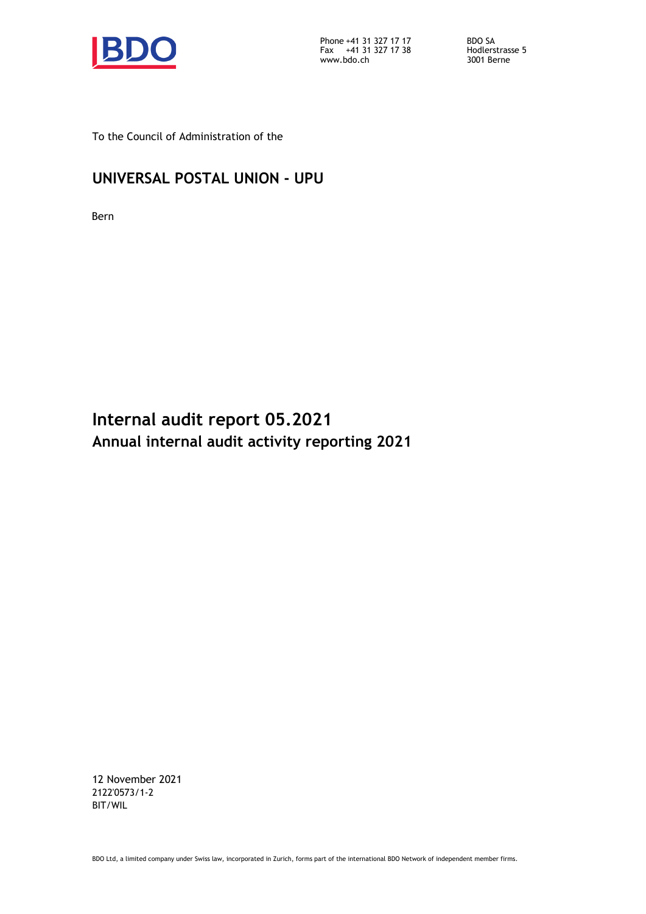Phone +41 31 327 17 17
Fax +41 31 327 17 38
www.bdo.ch

BDO SA
Hodlerstrasse 5
3001 Berne

To the Council of Administration of the

## UNIVERSAL POSTAL UNION - UPU

Bern

# Internal audit report 05.2021

## Annual internal audit activity reporting 2021

12 November 2021
2122'0573/1-2
BIT/WIL

BDO Ltd, a limited company under Swiss law, incorporated in Zurich, forms part of the international BDO Network of independent member firms.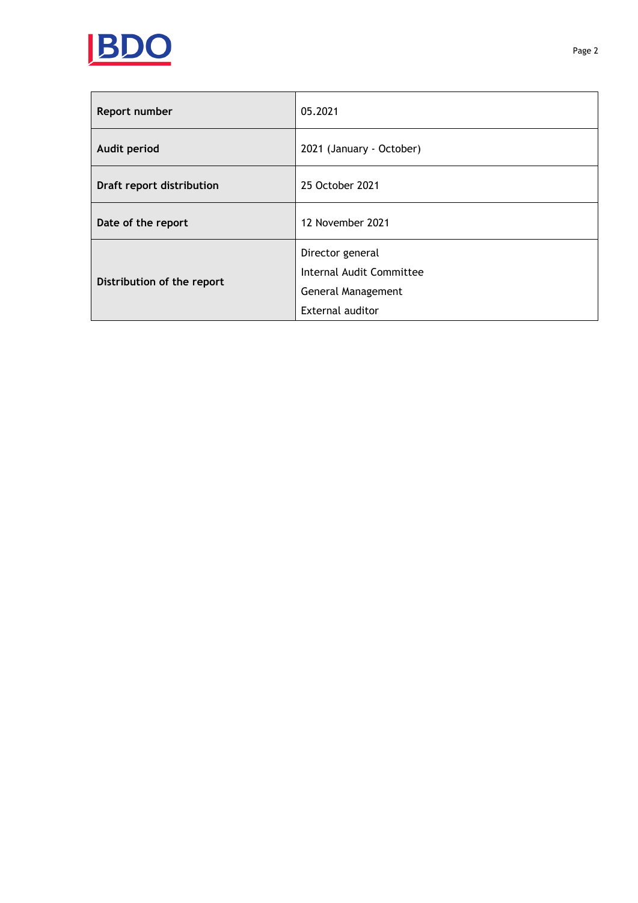| Report number | 05.2021 |
| --- | --- |
| Audit period | 2021 (January - October) |
| Draft report distribution | 25 October 2021 |
| Date of the report | 12 November 2021 |
| Distribution of the report | Director general<br>Internal Audit Committee<br>General Management<br>External auditor |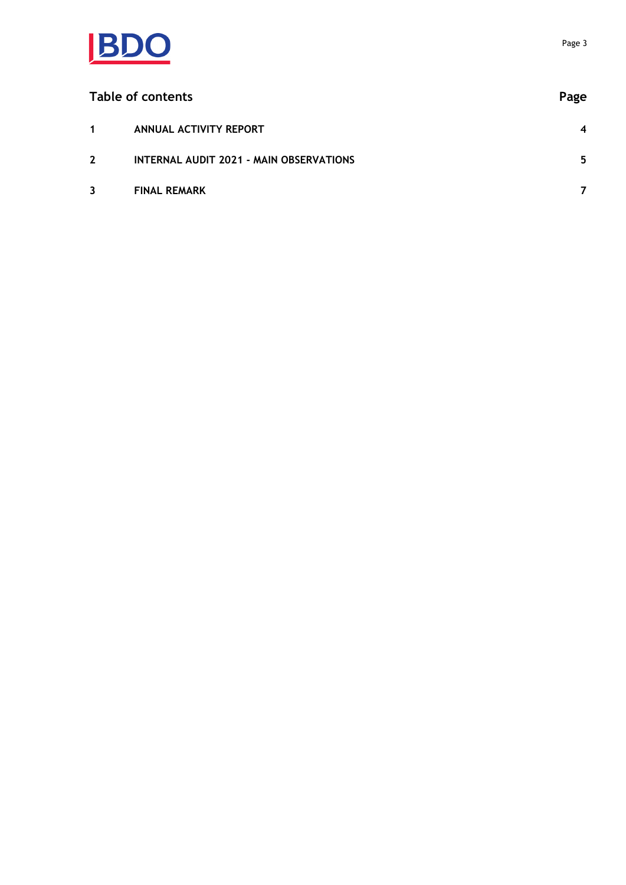## Table of contents

| | | Page |
|---|---|---|
| 1 | ANNUAL ACTIVITY REPORT | 4 |
| 2 | INTERNAL AUDIT 2021 - MAIN OBSERVATIONS | 5 |
| 3 | FINAL REMARK | 7 |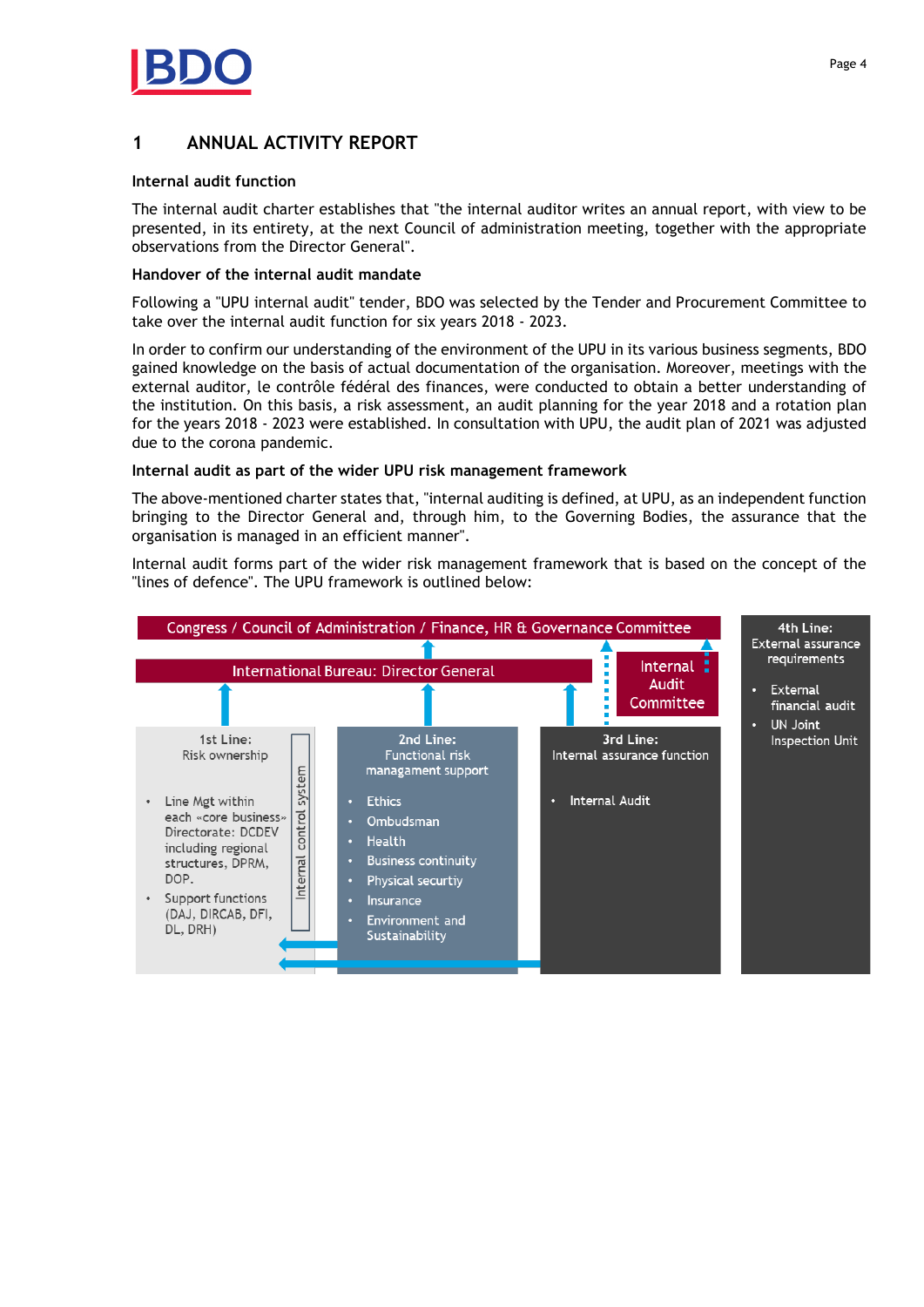# 1 ANNUAL ACTIVITY REPORT

**Internal audit function**

The internal audit charter establishes that "the internal auditor writes an annual report, with view to be presented, in its entirety, at the next Council of administration meeting, together with the appropriate observations from the Director General".

**Handover of the internal audit mandate**

Following a "UPU internal audit" tender, BDO was selected by the Tender and Procurement Committee to take over the internal audit function for six years 2018 - 2023.

In order to confirm our understanding of the environment of the UPU in its various business segments, BDO gained knowledge on the basis of actual documentation of the organisation. Moreover, meetings with the external auditor, le contrôle fédéral des finances, were conducted to obtain a better understanding of the institution. On this basis, a risk assessment, an audit planning for the year 2018 and a rotation plan for the years 2018 - 2023 were established. In consultation with UPU, the audit plan of 2021 was adjusted due to the corona pandemic.

**Internal audit as part of the wider UPU risk management framework**

The above-mentioned charter states that, "internal auditing is defined, at UPU, as an independent function bringing to the Director General and, through him, to the Governing Bodies, the assurance that the organisation is managed in an efficient manner".

Internal audit forms part of the wider risk management framework that is based on the concept of the "lines of defence". The UPU framework is outlined below:

Congress / Council of Administration / Finance, HR & Governance Committee

International Bureau: Director General

Internal Audit Committee

**1st Line:** Risk ownership

- Line Mgt within each «core business» Directorate: DCDEV including regional structures, DPRM, DOP.
- Support functions (DAJ, DIRCAB, DFI, DL, DRH)

Internal control system

**2nd Line:** Functional risk managment support

- Ethics
- Ombudsman
- Health
- Business continuity
- Physical securtiy
- Insurance
- Environment and Sustainability

**3rd Line:** Internal assurance function

- Internal Audit

**4th Line:** External assurance requirements

- External financial audit
- UN Joint Inspection Unit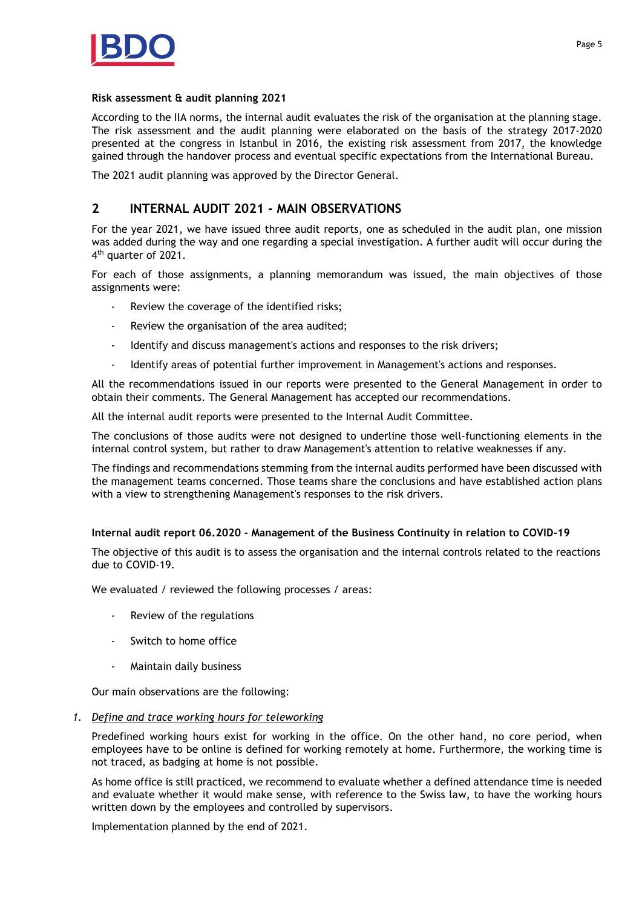**Risk assessment & audit planning 2021**

According to the IIA norms, the internal audit evaluates the risk of the organisation at the planning stage. The risk assessment and the audit planning were elaborated on the basis of the strategy 2017-2020 presented at the congress in Istanbul in 2016, the existing risk assessment from 2017, the knowledge gained through the handover process and eventual specific expectations from the International Bureau.

The 2021 audit planning was approved by the Director General.

## 2 INTERNAL AUDIT 2021 - MAIN OBSERVATIONS

For the year 2021, we have issued three audit reports, one as scheduled in the audit plan, one mission was added during the way and one regarding a special investigation. A further audit will occur during the 4th quarter of 2021.

For each of those assignments, a planning memorandum was issued, the main objectives of those assignments were:

- Review the coverage of the identified risks;
- Review the organisation of the area audited;
- Identify and discuss management's actions and responses to the risk drivers;
- Identify areas of potential further improvement in Management's actions and responses.

All the recommendations issued in our reports were presented to the General Management in order to obtain their comments. The General Management has accepted our recommendations.

All the internal audit reports were presented to the Internal Audit Committee.

The conclusions of those audits were not designed to underline those well-functioning elements in the internal control system, but rather to draw Management's attention to relative weaknesses if any.

The findings and recommendations stemming from the internal audits performed have been discussed with the management teams concerned. Those teams share the conclusions and have established action plans with a view to strengthening Management's responses to the risk drivers.

**Internal audit report 06.2020 - Management of the Business Continuity in relation to COVID-19**

The objective of this audit is to assess the organisation and the internal controls related to the reactions due to COVID-19.

We evaluated / reviewed the following processes / areas:

- Review of the regulations
- Switch to home office
- Maintain daily business

Our main observations are the following:

1. *Define and trace working hours for teleworking*

   Predefined working hours exist for working in the office. On the other hand, no core period, when employees have to be online is defined for working remotely at home. Furthermore, the working time is not traced, as badging at home is not possible.

   As home office is still practiced, we recommend to evaluate whether a defined attendance time is needed and evaluate whether it would make sense, with reference to the Swiss law, to have the working hours written down by the employees and controlled by supervisors.

   Implementation planned by the end of 2021.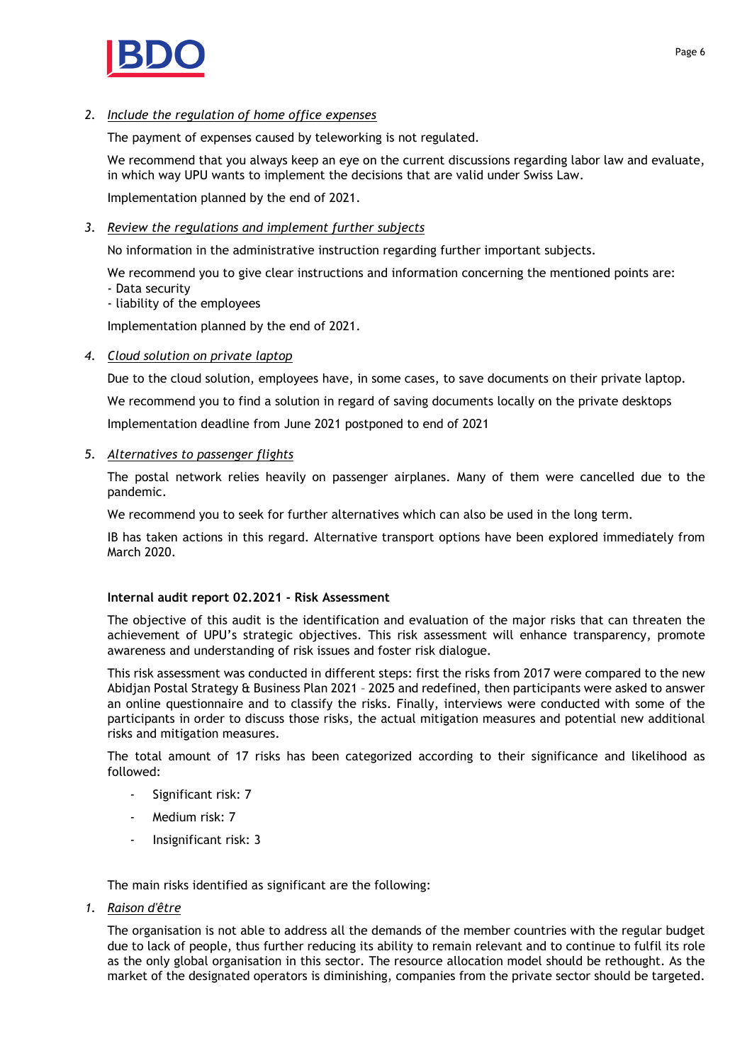2. *Include the regulation of home office expenses*

   The payment of expenses caused by teleworking is not regulated.

   We recommend that you always keep an eye on the current discussions regarding labor law and evaluate, in which way UPU wants to implement the decisions that are valid under Swiss Law.

   Implementation planned by the end of 2021.

3. *Review the regulations and implement further subjects*

   No information in the administrative instruction regarding further important subjects.

   We recommend you to give clear instructions and information concerning the mentioned points are:
   - Data security
   - liability of the employees

   Implementation planned by the end of 2021.

4. *Cloud solution on private laptop*

   Due to the cloud solution, employees have, in some cases, to save documents on their private laptop.

   We recommend you to find a solution in regard of saving documents locally on the private desktops

   Implementation deadline from June 2021 postponed to end of 2021

5. *Alternatives to passenger flights*

   The postal network relies heavily on passenger airplanes. Many of them were cancelled due to the pandemic.

   We recommend you to seek for further alternatives which can also be used in the long term.

   IB has taken actions in this regard. Alternative transport options have been explored immediately from March 2020.

**Internal audit report 02.2021 - Risk Assessment**

The objective of this audit is the identification and evaluation of the major risks that can threaten the achievement of UPU's strategic objectives. This risk assessment will enhance transparency, promote awareness and understanding of risk issues and foster risk dialogue.

This risk assessment was conducted in different steps: first the risks from 2017 were compared to the new Abidjan Postal Strategy & Business Plan 2021 – 2025 and redefined, then participants were asked to answer an online questionnaire and to classify the risks. Finally, interviews were conducted with some of the participants in order to discuss those risks, the actual mitigation measures and potential new additional risks and mitigation measures.

The total amount of 17 risks has been categorized according to their significance and likelihood as followed:

- Significant risk: 7
- Medium risk: 7
- Insignificant risk: 3

The main risks identified as significant are the following:

1. *Raison d'être*

   The organisation is not able to address all the demands of the member countries with the regular budget due to lack of people, thus further reducing its ability to remain relevant and to continue to fulfil its role as the only global organisation in this sector. The resource allocation model should be rethought. As the market of the designated operators is diminishing, companies from the private sector should be targeted.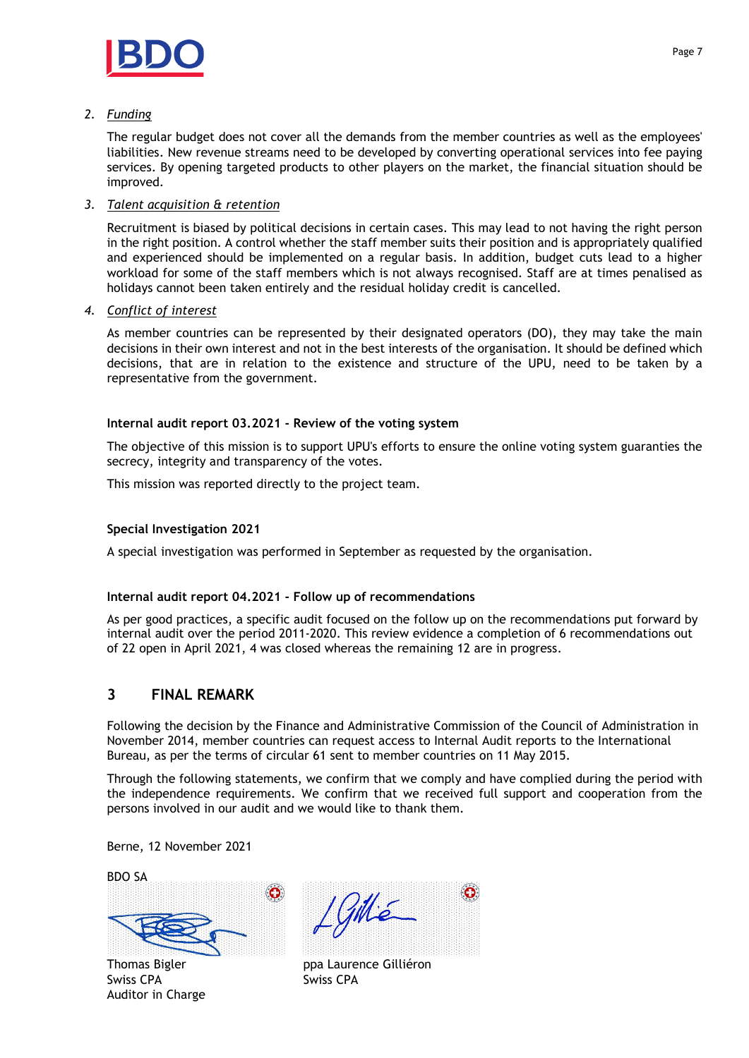2. *Funding*

   The regular budget does not cover all the demands from the member countries as well as the employees' liabilities. New revenue streams need to be developed by converting operational services into fee paying services. By opening targeted products to other players on the market, the financial situation should be improved.

3. *Talent acquisition & retention*

   Recruitment is biased by political decisions in certain cases. This may lead to not having the right person in the right position. A control whether the staff member suits their position and is appropriately qualified and experienced should be implemented on a regular basis. In addition, budget cuts lead to a higher workload for some of the staff members which is not always recognised. Staff are at times penalised as holidays cannot been taken entirely and the residual holiday credit is cancelled.

4. *Conflict of interest*

   As member countries can be represented by their designated operators (DO), they may take the main decisions in their own interest and not in the best interests of the organisation. It should be defined which decisions, that are in relation to the existence and structure of the UPU, need to be taken by a representative from the government.

**Internal audit report 03.2021 - Review of the voting system**

The objective of this mission is to support UPU's efforts to ensure the online voting system guaranties the secrecy, integrity and transparency of the votes.

This mission was reported directly to the project team.

**Special Investigation 2021**

A special investigation was performed in September as requested by the organisation.

**Internal audit report 04.2021 - Follow up of recommendations**

As per good practices, a specific audit focused on the follow up on the recommendations put forward by internal audit over the period 2011-2020. This review evidence a completion of 6 recommendations out of 22 open in April 2021, 4 was closed whereas the remaining 12 are in progress.

# 3 FINAL REMARK

Following the decision by the Finance and Administrative Commission of the Council of Administration in November 2014, member countries can request access to Internal Audit reports to the International Bureau, as per the terms of circular 61 sent to member countries on 11 May 2015.

Through the following statements, we confirm that we comply and have complied during the period with the independence requirements. We confirm that we received full support and cooperation from the persons involved in our audit and we would like to thank them.

Berne, 12 November 2021

BDO SA

Thomas Bigler
Swiss CPA
Auditor in Charge

ppa Laurence Gilliéron
Swiss CPA